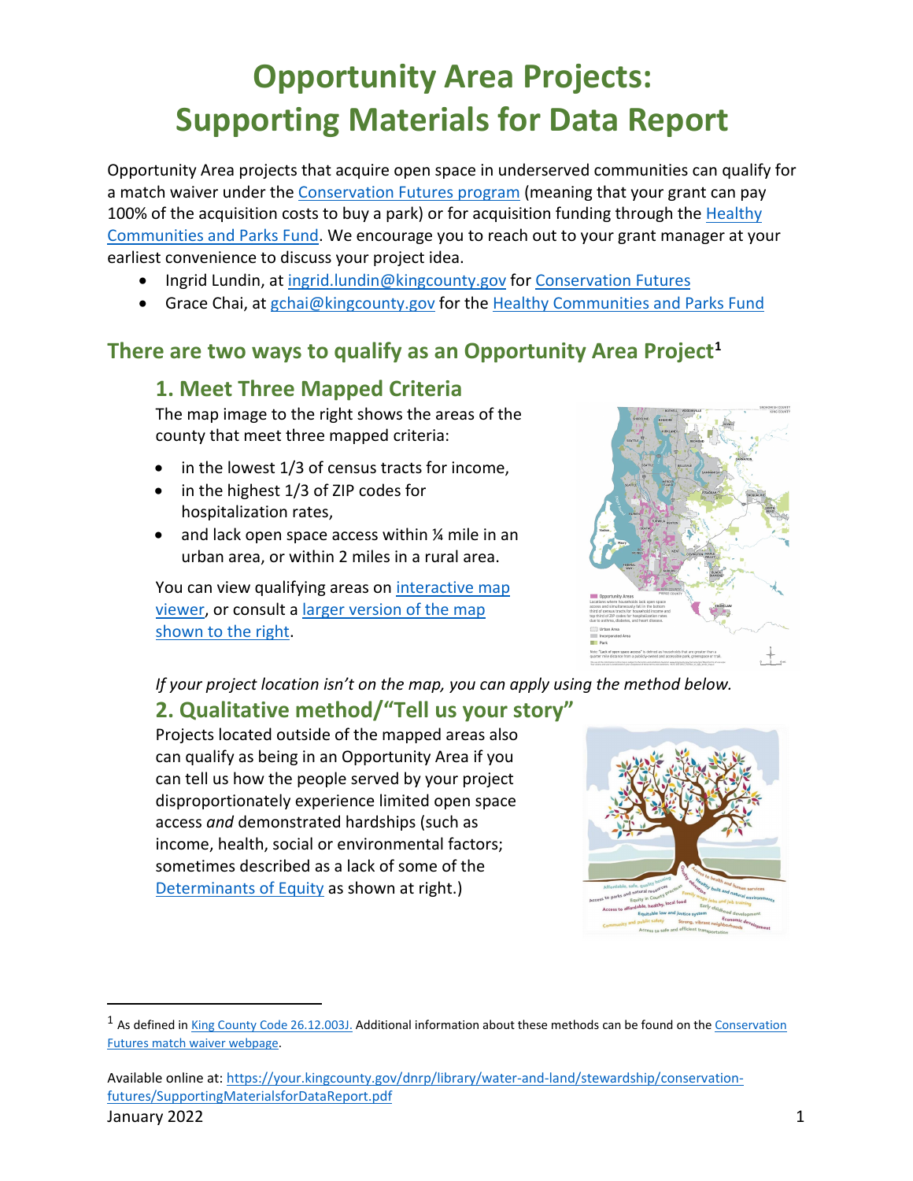# Opportunity Area Projects: Supporting Materials for Data Report

Opportunity Area projects that acquire open space in underserved communities can qualify for a match waiver under the Conservation Futures program (meaning that your grant can pay 100% of the acquisition costs to buy a park) or for acquisition funding through the Healthy Communities and Parks Fund. We encourage you to reach out to your grant manager at your earliest convenience to discuss your project idea.

- Ingrid Lundin, at ingrid.lundin@kingcounty.gov for Conservation Futures
- Grace Chai, at gchai@kingcounty.gov for the Healthy Communities and Parks Fund

## There are two ways to qualify as an Opportunity Area Project[1]

### 1. Meet Three Mapped Criteria

The map image to the right shows the areas of the county that meet three mapped criteria:

- in the lowest 1/3 of census tracts for income,
- in the highest 1/3 of ZIP codes for hospitalization rates,
- and lack open space access within ¼ mile in an urban area, or within 2 miles in a rural area.

You can view qualifying areas on interactive map viewer, or consult a larger version of the map shown to the right.

*If your project location isn't on the map, you can apply using the method below.*

### 2. Qualitative method/"Tell us your story"

Projects located outside of the mapped areas also can qualify as being in an Opportunity Area if you can tell us how the people served by your project disproportionately experience limited open space access *and* demonstrated hardships (such as income, health, social or environmental factors; sometimes described as a lack of some of the Determinants of Equity as shown at right.)

[1] As defined in King County Code 26.12.003J. Additional information about these methods can be found on the Conservation Futures match waiver webpage.

Available online at: https://your.kingcounty.gov/dnrp/library/water-and-land/stewardship/conservation-futures/SupportingMaterialsforDataReport.pdf

January 2022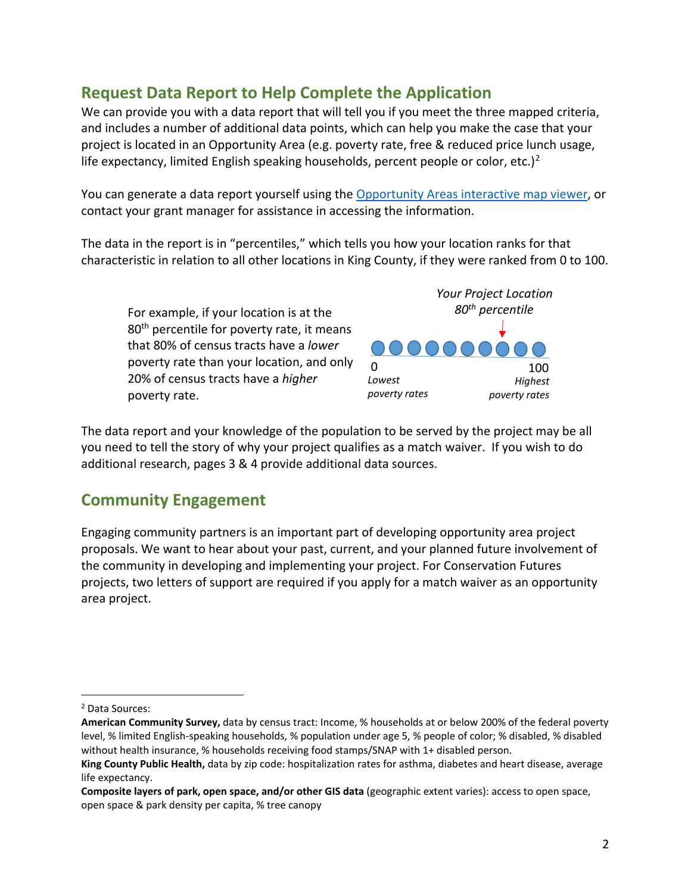## Request Data Report to Help Complete the Application

We can provide you with a data report that will tell you if you meet the three mapped criteria, and includes a number of additional data points, which can help you make the case that your project is located in an Opportunity Area (e.g. poverty rate, free & reduced price lunch usage, life expectancy, limited English speaking households, percent people or color, etc.)[2]

You can generate a data report yourself using the [Opportunity Areas interactive map viewer](), or contact your grant manager for assistance in accessing the information.

The data in the report is in "percentiles," which tells you how your location ranks for that characteristic in relation to all other locations in King County, if they were ranked from 0 to 100.

For example, if your location is at the 80th percentile for poverty rate, it means that 80% of census tracts have a *lower* poverty rate than your location, and only 20% of census tracts have a *higher* poverty rate.

*Your Project Location*
*80th percentile*

0 *Lowest poverty rates* — 100 *Highest poverty rates*

The data report and your knowledge of the population to be served by the project may be all you need to tell the story of why your project qualifies as a match waiver. If you wish to do additional research, pages 3 & 4 provide additional data sources.

## Community Engagement

Engaging community partners is an important part of developing opportunity area project proposals. We want to hear about your past, current, and your planned future involvement of the community in developing and implementing your project. For Conservation Futures projects, two letters of support are required if you apply for a match waiver as an opportunity area project.

---

[2] Data Sources:

**American Community Survey,** data by census tract: Income, % households at or below 200% of the federal poverty level, % limited English-speaking households, % population under age 5, % people of color; % disabled, % disabled without health insurance, % households receiving food stamps/SNAP with 1+ disabled person.

**King County Public Health,** data by zip code: hospitalization rates for asthma, diabetes and heart disease, average life expectancy.

**Composite layers of park, open space, and/or other GIS data** (geographic extent varies): access to open space, open space & park density per capita, % tree canopy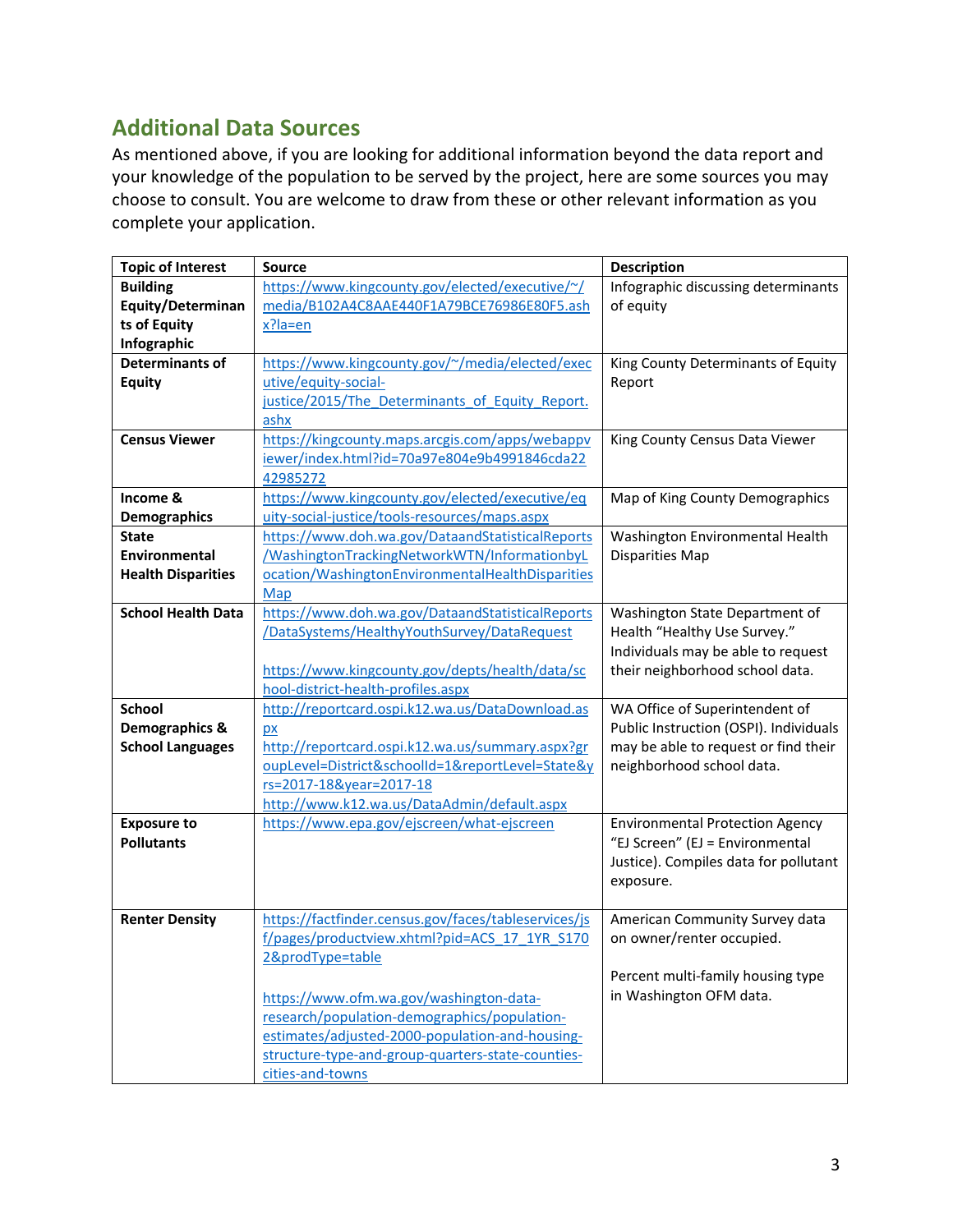## Additional Data Sources

As mentioned above, if you are looking for additional information beyond the data report and your knowledge of the population to be served by the project, here are some sources you may choose to consult. You are welcome to draw from these or other relevant information as you complete your application.

| Topic of Interest | Source | Description |
|---|---|---|
| **Building Equity/Determinants of Equity Infographic** | https://www.kingcounty.gov/elected/executive/~/media/B102A4C8AAE440F1A79BCE76986E80F5.ashx?la=en | Infographic discussing determinants of equity |
| **Determinants of Equity** | https://www.kingcounty.gov/~/media/elected/executive/equity-social-justice/2015/The_Determinants_of_Equity_Report.ashx | King County Determinants of Equity Report |
| **Census Viewer** | https://kingcounty.maps.arcgis.com/apps/webappviewer/index.html?id=70a97e804e9b4991846cda2242985272 | King County Census Data Viewer |
| **Income & Demographics** | https://www.kingcounty.gov/elected/executive/equity-social-justice/tools-resources/maps.aspx | Map of King County Demographics |
| **State Environmental Health Disparities** | https://www.doh.wa.gov/DataandStatisticalReports/WashingtonTrackingNetworkWTN/InformationbyLocation/WashingtonEnvironmentalHealthDisparitiesMap | Washington Environmental Health Disparities Map |
| **School Health Data** | https://www.doh.wa.gov/DataandStatisticalReports/DataSystems/HealthyYouthSurvey/DataRequest<br><br>https://www.kingcounty.gov/depts/health/data/school-district-health-profiles.aspx | Washington State Department of Health "Healthy Use Survey." Individuals may be able to request their neighborhood school data. |
| **School Demographics & School Languages** | http://reportcard.ospi.k12.wa.us/DataDownload.aspx<br>http://reportcard.ospi.k12.wa.us/summary.aspx?groupLevel=District&schoolId=1&reportLevel=State&yrs=2017-18&year=2017-18<br>http://www.k12.wa.us/DataAdmin/default.aspx | WA Office of Superintendent of Public Instruction (OSPI). Individuals may be able to request or find their neighborhood school data. |
| **Exposure to Pollutants** | https://www.epa.gov/ejscreen/what-ejscreen | Environmental Protection Agency "EJ Screen" (EJ = Environmental Justice). Compiles data for pollutant exposure. |
| **Renter Density** | https://factfinder.census.gov/faces/tableservices/jsf/pages/productview.xhtml?pid=ACS_17_1YR_S1702&prodType=table<br><br>https://www.ofm.wa.gov/washington-data-research/population-demographics/population-estimates/adjusted-2000-population-and-housing-structure-type-and-group-quarters-state-counties-cities-and-towns | American Community Survey data on owner/renter occupied.<br><br>Percent multi-family housing type in Washington OFM data. |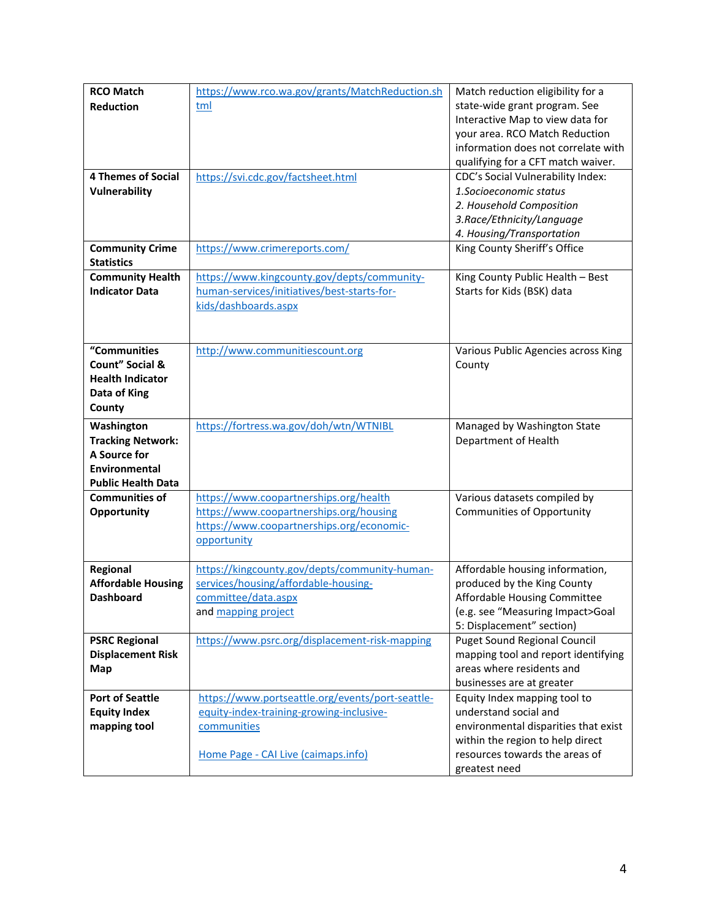| | | |
|---|---|---|
| **RCO Match Reduction** | https://www.rco.wa.gov/grants/MatchReduction.shtml | Match reduction eligibility for a state-wide grant program. See Interactive Map to view data for your area. RCO Match Reduction information does not correlate with qualifying for a CFT match waiver. |
| **4 Themes of Social Vulnerability** | https://svi.cdc.gov/factsheet.html | CDC's Social Vulnerability Index: *1.Socioeconomic status* *2. Household Composition* *3.Race/Ethnicity/Language* *4. Housing/Transportation* |
| **Community Crime Statistics** | https://www.crimereports.com/ | King County Sheriff's Office |
| **Community Health Indicator Data** | https://www.kingcounty.gov/depts/community-human-services/initiatives/best-starts-for-kids/dashboards.aspx | King County Public Health – Best Starts for Kids (BSK) data |
| **"Communities Count" Social & Health Indicator Data of King County** | http://www.communitiescount.org | Various Public Agencies across King County |
| **Washington Tracking Network: A Source for Environmental Public Health Data** | https://fortress.wa.gov/doh/wtn/WTNIBL | Managed by Washington State Department of Health |
| **Communities of Opportunity** | https://www.coopartnerships.org/health https://www.coopartnerships.org/housing https://www.coopartnerships.org/economic-opportunity | Various datasets compiled by Communities of Opportunity |
| **Regional Affordable Housing Dashboard** | https://kingcounty.gov/depts/community-human-services/housing/affordable-housing-committee/data.aspx and mapping project | Affordable housing information, produced by the King County Affordable Housing Committee (e.g. see "Measuring Impact>Goal 5: Displacement" section) |
| **PSRC Regional Displacement Risk Map** | https://www.psrc.org/displacement-risk-mapping | Puget Sound Regional Council mapping tool and report identifying areas where residents and businesses are at greater |
| **Port of Seattle Equity Index mapping tool** | https://www.portseattle.org/events/port-seattle-equity-index-training-growing-inclusive-communities<br><br>Home Page - CAI Live (caimaps.info) | Equity Index mapping tool to understand social and environmental disparities that exist within the region to help direct resources towards the areas of greatest need |